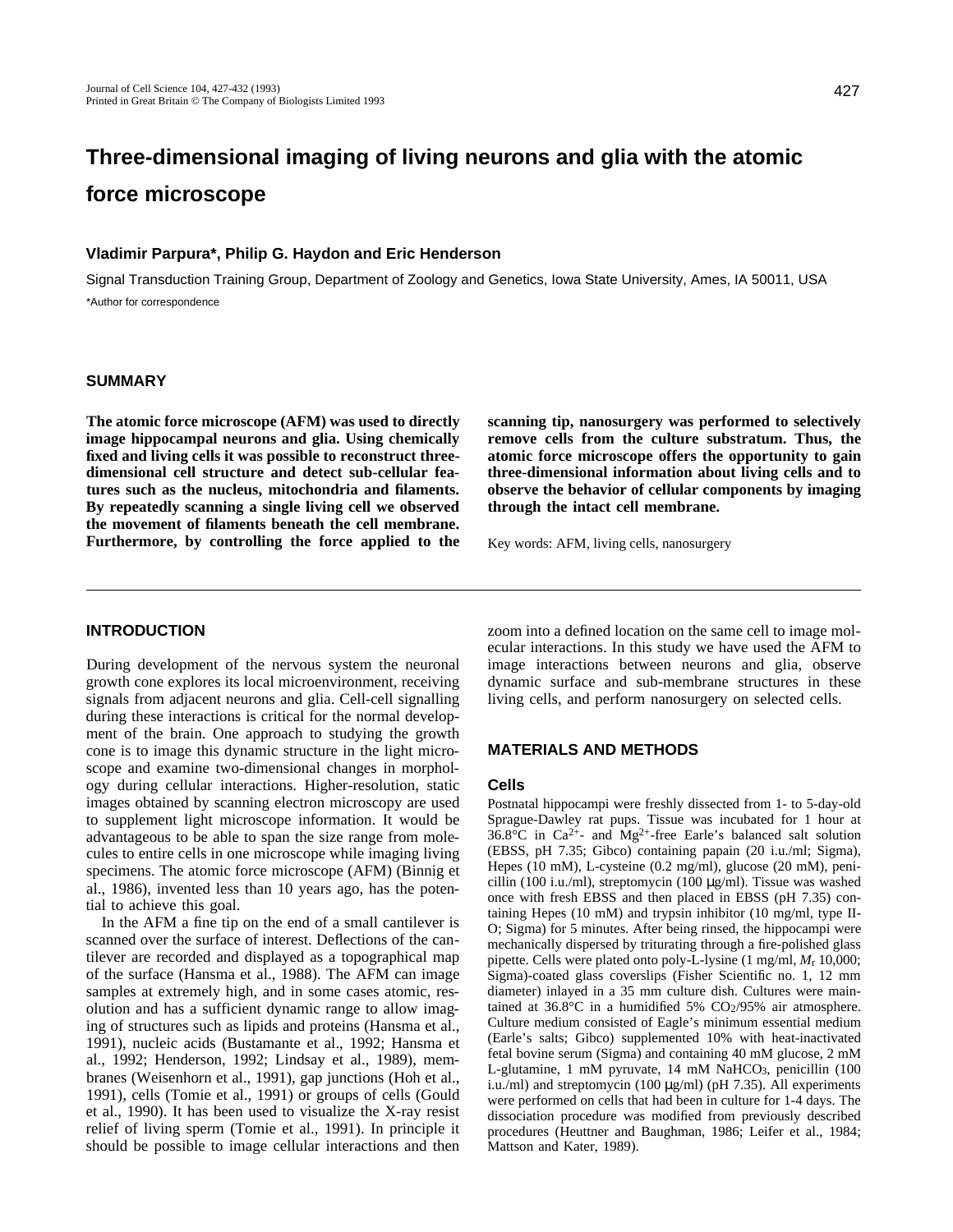# Three-dimensional imaging of living neurons and glia with the atomic force microscope

**Vladimir Parpura*, Philip G. Haydon and Eric Henderson**

Signal Transduction Training Group, Department of Zoology and Genetics, Iowa State University, Ames, IA 50011, USA

*Author for correspondence

## SUMMARY

**The atomic force microscope (AFM) was used to directly image hippocampal neurons and glia. Using chemically fixed and living cells it was possible to reconstruct three-dimensional cell structure and detect sub-cellular features such as the nucleus, mitochondria and filaments. By repeatedly scanning a single living cell we observed the movement of filaments beneath the cell membrane. Furthermore, by controlling the force applied to the scanning tip, nanosurgery was performed to selectively remove cells from the culture substratum. Thus, the atomic force microscope offers the opportunity to gain three-dimensional information about living cells and to observe the behavior of cellular components by imaging through the intact cell membrane.**

Key words: AFM, living cells, nanosurgery

## INTRODUCTION

During development of the nervous system the neuronal growth cone explores its local microenvironment, receiving signals from adjacent neurons and glia. Cell-cell signalling during these interactions is critical for the normal development of the brain. One approach to studying the growth cone is to image this dynamic structure in the light microscope and examine two-dimensional changes in morphology during cellular interactions. Higher-resolution, static images obtained by scanning electron microscopy are used to supplement light microscope information. It would be advantageous to be able to span the size range from molecules to entire cells in one microscope while imaging living specimens. The atomic force microscope (AFM) (Binnig et al., 1986), invented less than 10 years ago, has the potential to achieve this goal.

In the AFM a fine tip on the end of a small cantilever is scanned over the surface of interest. Deflections of the cantilever are recorded and displayed as a topographical map of the surface (Hansma et al., 1988). The AFM can image samples at extremely high, and in some cases atomic, resolution and has a sufficient dynamic range to allow imaging of structures such as lipids and proteins (Hansma et al., 1991), nucleic acids (Bustamante et al., 1992; Hansma et al., 1992; Henderson, 1992; Lindsay et al., 1989), membranes (Weisenhorn et al., 1991), gap junctions (Hoh et al., 1991), cells (Tomie et al., 1991) or groups of cells (Gould et al., 1990). It has been used to visualize the X-ray resist relief of living sperm (Tomie et al., 1991). In principle it should be possible to image cellular interactions and then zoom into a defined location on the same cell to image molecular interactions. In this study we have used the AFM to image interactions between neurons and glia, observe dynamic surface and sub-membrane structures in these living cells, and perform nanosurgery on selected cells.

## MATERIALS AND METHODS

### Cells

Postnatal hippocampi were freshly dissected from 1- to 5-day-old Sprague-Dawley rat pups. Tissue was incubated for 1 hour at 36.8°C in $Ca^{2+}$- and $Mg^{2+}$-free Earle's balanced salt solution (EBSS, pH 7.35; Gibco) containing papain (20 i.u./ml; Sigma), Hepes (10 mM), L-cysteine (0.2 mg/ml), glucose (20 mM), penicillin (100 i.u./ml), streptomycin (100 μg/ml). Tissue was washed once with fresh EBSS and then placed in EBSS (pH 7.35) containing Hepes (10 mM) and trypsin inhibitor (10 mg/ml, type II-O; Sigma) for 5 minutes. After being rinsed, the hippocampi were mechanically dispersed by triturating through a fire-polished glass pipette. Cells were plated onto poly-L-lysine (1 mg/ml, $M_r$ 10,000; Sigma)-coated glass coverslips (Fisher Scientific no. 1, 12 mm diameter) inlayed in a 35 mm culture dish. Cultures were maintained at 36.8°C in a humidified 5% $CO_2$/95% air atmosphere. Culture medium consisted of Eagle's minimum essential medium (Earle's salts; Gibco) supplemented 10% with heat-inactivated fetal bovine serum (Sigma) and containing 40 mM glucose, 2 mM L-glutamine, 1 mM pyruvate, 14 mM $NaHCO_3$, penicillin (100 i.u./ml) and streptomycin (100 μg/ml) (pH 7.35). All experiments were performed on cells that had been in culture for 1-4 days. The dissociation procedure was modified from previously described procedures (Heuttner and Baughman, 1986; Leifer et al., 1984; Mattson and Kater, 1989).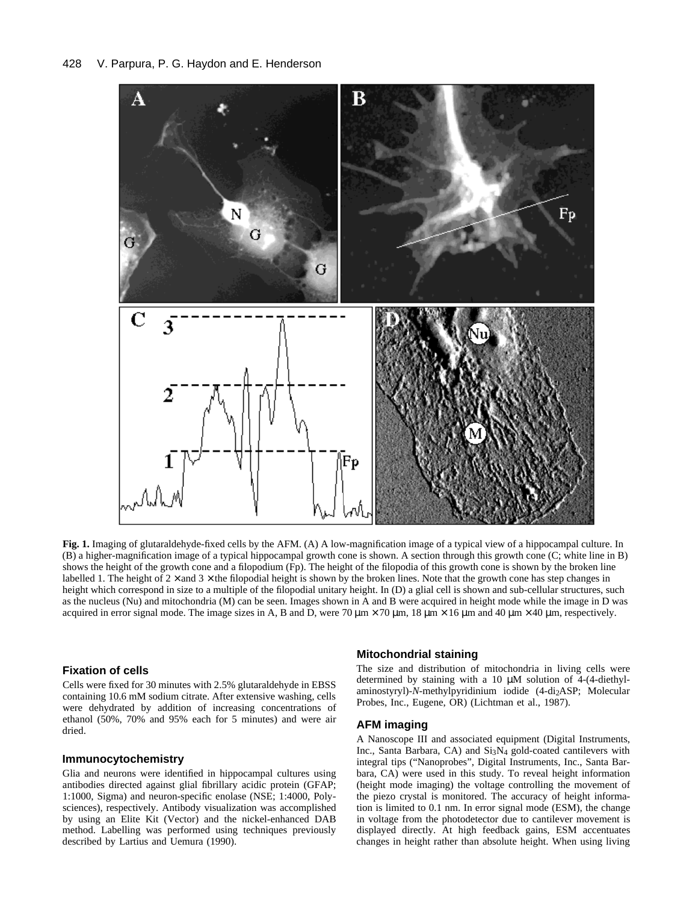**Fig. 1.** Imaging of glutaraldehyde-fixed cells by the AFM. (A) A low-magnification image of a typical view of a hippocampal culture. In (B) a higher-magnification image of a typical hippocampal growth cone is shown. A section through this growth cone (C; white line in B) shows the height of the growth cone and a filopodium (Fp). The height of the filopodia of this growth cone is shown by the broken line labelled 1. The height of 2 × and 3 × the filopodial height is shown by the broken lines. Note that the growth cone has step changes in height which correspond in size to a multiple of the filopodial unitary height. In (D) a glial cell is shown and sub-cellular structures, such as the nucleus (Nu) and mitochondria (M) can be seen. Images shown in A and B were acquired in height mode while the image in D was acquired in error signal mode. The image sizes in A, B and D, were 70 μm × 70 μm, 18 μm × 16 μm and 40 μm × 40 μm, respectively.

### Fixation of cells

Cells were fixed for 30 minutes with 2.5% glutaraldehyde in EBSS containing 10.6 mM sodium citrate. After extensive washing, cells were dehydrated by addition of increasing concentrations of ethanol (50%, 70% and 95% each for 5 minutes) and were air dried.

### Immunocytochemistry

Glia and neurons were identified in hippocampal cultures using antibodies directed against glial fibrillary acidic protein (GFAP; 1:1000, Sigma) and neuron-specific enolase (NSE; 1:4000, Polysciences), respectively. Antibody visualization was accomplished by using an Elite Kit (Vector) and the nickel-enhanced DAB method. Labelling was performed using techniques previously described by Lartius and Uemura (1990).

### Mitochondrial staining

The size and distribution of mitochondria in living cells were determined by staining with a 10 μM solution of 4-(4-diethylaminostyryl)-*N*-methylpyridinium iodide (4-di$_2$ASP; Molecular Probes, Inc., Eugene, OR) (Lichtman et al., 1987).

### AFM imaging

A Nanoscope III and associated equipment (Digital Instruments, Inc., Santa Barbara, CA) and $Si_3N_4$ gold-coated cantilevers with integral tips ("Nanoprobes", Digital Instruments, Inc., Santa Barbara, CA) were used in this study. To reveal height information (height mode imaging) the voltage controlling the movement of the piezo crystal is monitored. The accuracy of height information is limited to 0.1 nm. In error signal mode (ESM), the change in voltage from the photodetector due to cantilever movement is displayed directly. At high feedback gains, ESM accentuates changes in height rather than absolute height. When using living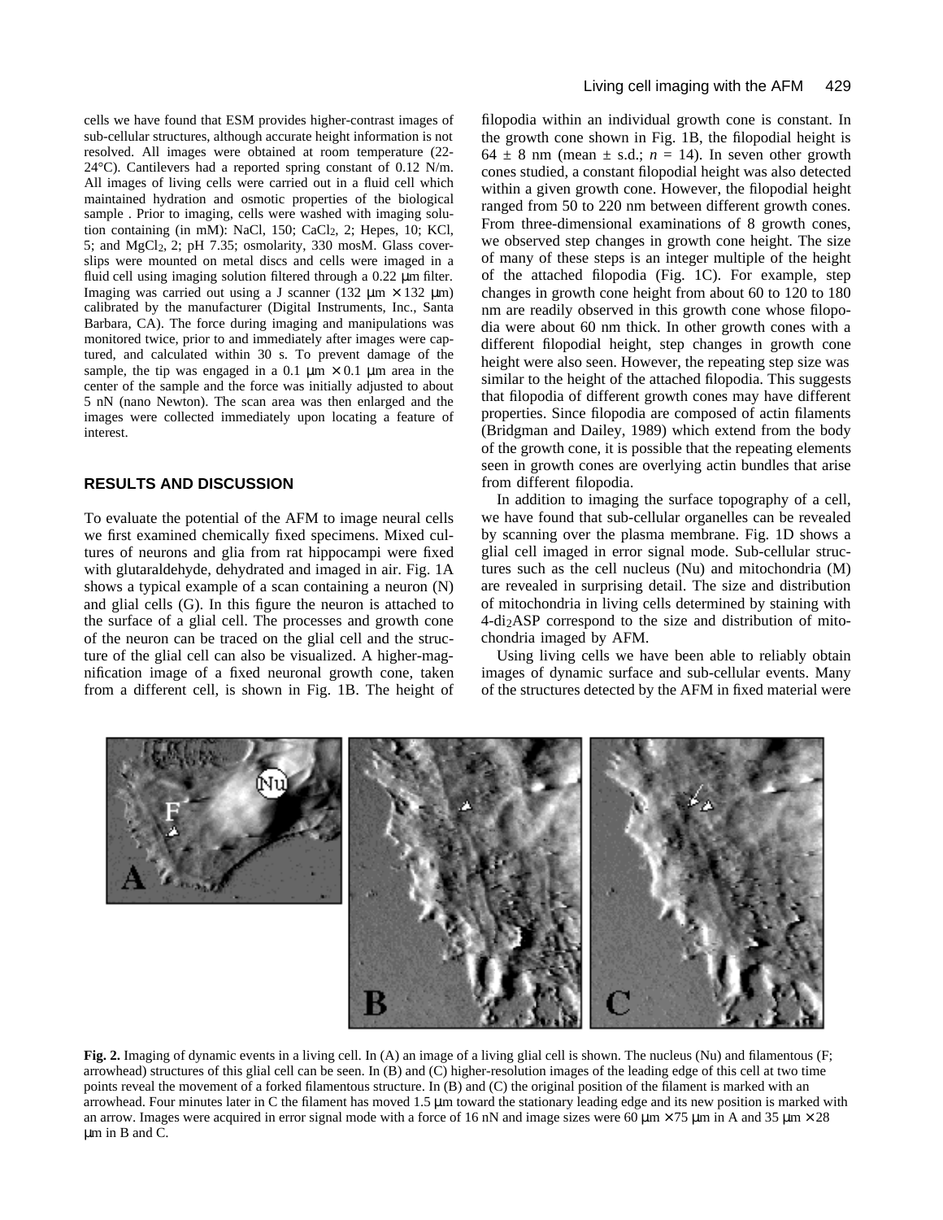cells we have found that ESM provides higher-contrast images of sub-cellular structures, although accurate height information is not resolved. All images were obtained at room temperature (22-24°C). Cantilevers had a reported spring constant of 0.12 N/m. All images of living cells were carried out in a fluid cell which maintained hydration and osmotic properties of the biological sample . Prior to imaging, cells were washed with imaging solution containing (in mM): NaCl, 150; $CaCl_2$, 2; Hepes, 10; KCl, 5; and $MgCl_2$, 2; pH 7.35; osmolarity, 330 mosM. Glass coverslips were mounted on metal discs and cells were imaged in a fluid cell using imaging solution filtered through a 0.22 μm filter. Imaging was carried out using a J scanner (132 μm × 132 μm) calibrated by the manufacturer (Digital Instruments, Inc., Santa Barbara, CA). The force during imaging and manipulations was monitored twice, prior to and immediately after images were captured, and calculated within 30 s. To prevent damage of the sample, the tip was engaged in a 0.1 μm × 0.1 μm area in the center of the sample and the force was initially adjusted to about 5 nN (nano Newton). The scan area was then enlarged and the images were collected immediately upon locating a feature of interest.

## RESULTS AND DISCUSSION

To evaluate the potential of the AFM to image neural cells we first examined chemically fixed specimens. Mixed cultures of neurons and glia from rat hippocampi were fixed with glutaraldehyde, dehydrated and imaged in air. Fig. 1A shows a typical example of a scan containing a neuron (N) and glial cells (G). In this figure the neuron is attached to the surface of a glial cell. The processes and growth cone of the neuron can be traced on the glial cell and the structure of the glial cell can also be visualized. A higher-magnification image of a fixed neuronal growth cone, taken from a different cell, is shown in Fig. 1B. The height of filopodia within an individual growth cone is constant. In the growth cone shown in Fig. 1B, the filopodial height is 64 ± 8 nm (mean ± s.d.; *n* = 14). In seven other growth cones studied, a constant filopodial height was also detected within a given growth cone. However, the filopodial height ranged from 50 to 220 nm between different growth cones. From three-dimensional examinations of 8 growth cones, we observed step changes in growth cone height. The size of many of these steps is an integer multiple of the height of the attached filopodia (Fig. 1C). For example, step changes in growth cone height from about 60 to 120 to 180 nm are readily observed in this growth cone whose filopodia were about 60 nm thick. In other growth cones with a different filopodial height, step changes in growth cone height were also seen. However, the repeating step size was similar to the height of the attached filopodia. This suggests that filopodia of different growth cones may have different properties. Since filopodia are composed of actin filaments (Bridgman and Dailey, 1989) which extend from the body of the growth cone, it is possible that the repeating elements seen in growth cones are overlying actin bundles that arise from different filopodia.

In addition to imaging the surface topography of a cell, we have found that sub-cellular organelles can be revealed by scanning over the plasma membrane. Fig. 1D shows a glial cell imaged in error signal mode. Sub-cellular structures such as the cell nucleus (Nu) and mitochondria (M) are revealed in surprising detail. The size and distribution of mitochondria in living cells determined by staining with 4-$di_2$ASP correspond to the size and distribution of mitochondria imaged by AFM.

Using living cells we have been able to reliably obtain images of dynamic surface and sub-cellular events. Many of the structures detected by the AFM in fixed material were

**Fig. 2.** Imaging of dynamic events in a living cell. In (A) an image of a living glial cell is shown. The nucleus (Nu) and filamentous (F; arrowhead) structures of this glial cell can be seen. In (B) and (C) higher-resolution images of the leading edge of this cell at two time points reveal the movement of a forked filamentous structure. In (B) and (C) the original position of the filament is marked with an arrowhead. Four minutes later in C the filament has moved 1.5 μm toward the stationary leading edge and its new position is marked with an arrow. Images were acquired in error signal mode with a force of 16 nN and image sizes were 60 μm × 75 μm in A and 35 μm × 28 μm in B and C.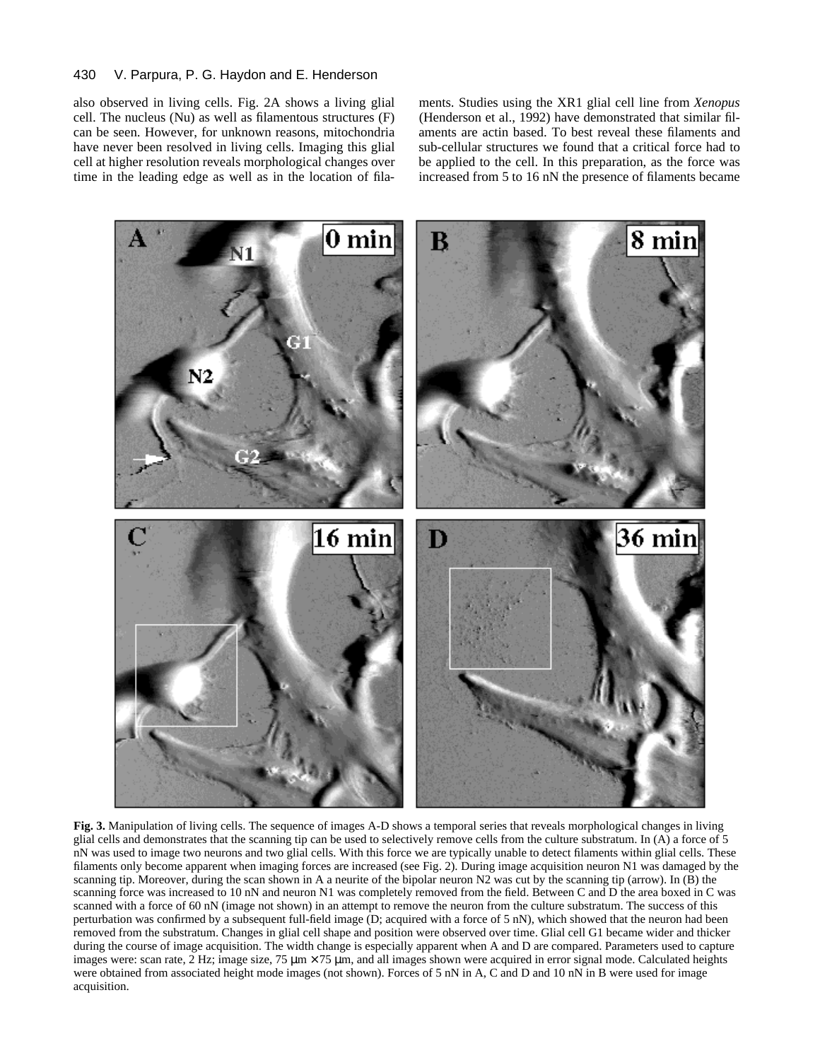also observed in living cells. Fig. 2A shows a living glial cell. The nucleus (Nu) as well as filamentous structures (F) can be seen. However, for unknown reasons, mitochondria have never been resolved in living cells. Imaging this glial cell at higher resolution reveals morphological changes over time in the leading edge as well as in the location of filaments. Studies using the XR1 glial cell line from *Xenopus* (Henderson et al., 1992) have demonstrated that similar filaments are actin based. To best reveal these filaments and sub-cellular structures we found that a critical force had to be applied to the cell. In this preparation, as the force was increased from 5 to 16 nN the presence of filaments became

**Fig. 3.** Manipulation of living cells. The sequence of images A-D shows a temporal series that reveals morphological changes in living glial cells and demonstrates that the scanning tip can be used to selectively remove cells from the culture substratum. In (A) a force of 5 nN was used to image two neurons and two glial cells. With this force we are typically unable to detect filaments within glial cells. These filaments only become apparent when imaging forces are increased (see Fig. 2). During image acquisition neuron N1 was damaged by the scanning tip. Moreover, during the scan shown in A a neurite of the bipolar neuron N2 was cut by the scanning tip (arrow). In (B) the scanning force was increased to 10 nN and neuron N1 was completely removed from the field. Between C and D the area boxed in C was scanned with a force of 60 nN (image not shown) in an attempt to remove the neuron from the culture substratum. The success of this perturbation was confirmed by a subsequent full-field image (D; acquired with a force of 5 nN), which showed that the neuron had been removed from the substratum. Changes in glial cell shape and position were observed over time. Glial cell G1 became wider and thicker during the course of image acquisition. The width change is especially apparent when A and D are compared. Parameters used to capture images were: scan rate, 2 Hz; image size, 75 μm × 75 μm, and all images shown were acquired in error signal mode. Calculated heights were obtained from associated height mode images (not shown). Forces of 5 nN in A, C and D and 10 nN in B were used for image acquisition.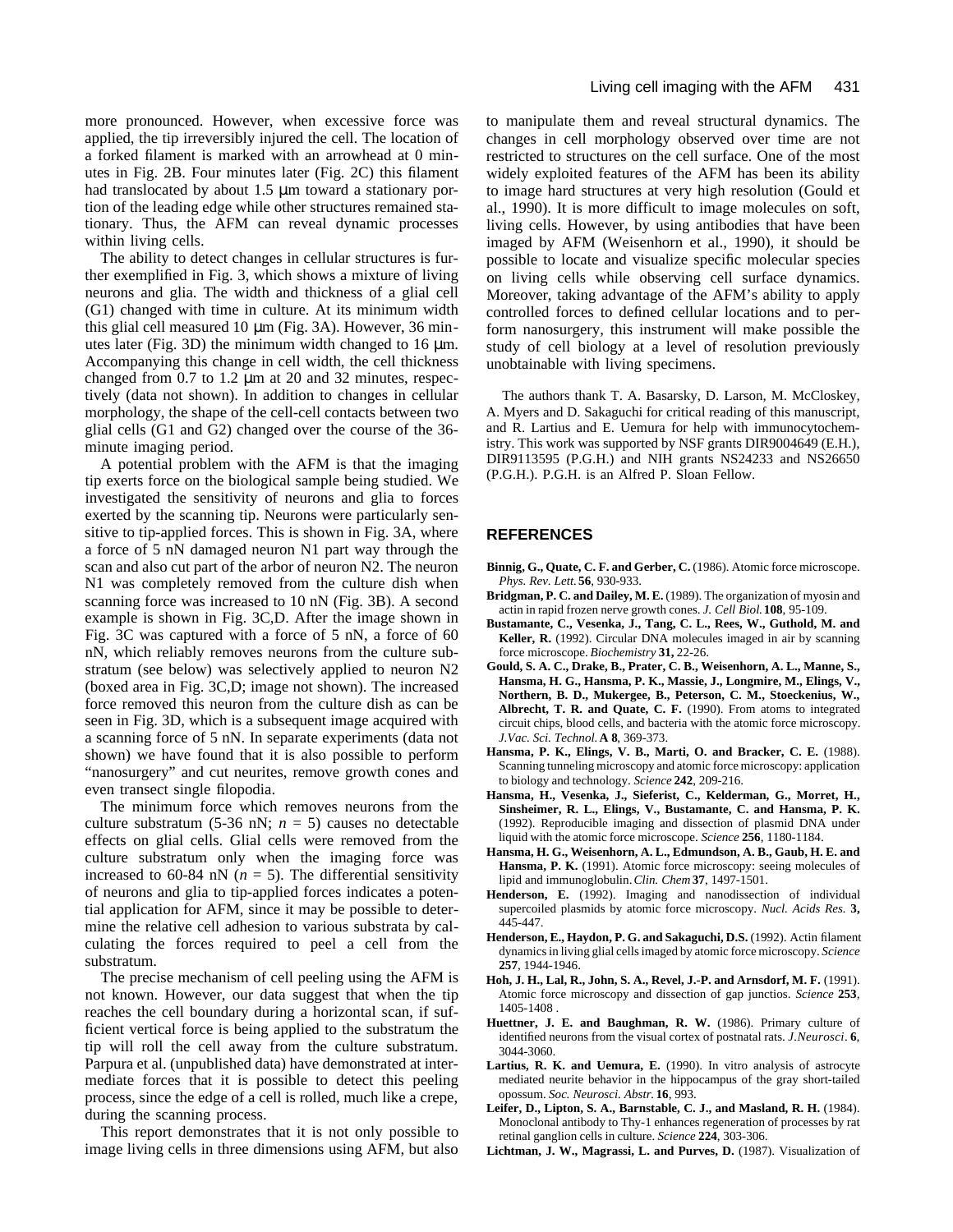more pronounced. However, when excessive force was applied, the tip irreversibly injured the cell. The location of a forked filament is marked with an arrowhead at 0 minutes in Fig. 2B. Four minutes later (Fig. 2C) this filament had translocated by about 1.5 µm toward a stationary portion of the leading edge while other structures remained stationary. Thus, the AFM can reveal dynamic processes within living cells.

The ability to detect changes in cellular structures is further exemplified in Fig. 3, which shows a mixture of living neurons and glia. The width and thickness of a glial cell (G1) changed with time in culture. At its minimum width this glial cell measured 10 µm (Fig. 3A). However, 36 minutes later (Fig. 3D) the minimum width changed to 16 µm. Accompanying this change in cell width, the cell thickness changed from 0.7 to 1.2 µm at 20 and 32 minutes, respectively (data not shown). In addition to changes in cellular morphology, the shape of the cell-cell contacts between two glial cells (G1 and G2) changed over the course of the 36-minute imaging period.

A potential problem with the AFM is that the imaging tip exerts force on the biological sample being studied. We investigated the sensitivity of neurons and glia to forces exerted by the scanning tip. Neurons were particularly sensitive to tip-applied forces. This is shown in Fig. 3A, where a force of 5 nN damaged neuron N1 part way through the scan and also cut part of the arbor of neuron N2. The neuron N1 was completely removed from the culture dish when scanning force was increased to 10 nN (Fig. 3B). A second example is shown in Fig. 3C,D. After the image shown in Fig. 3C was captured with a force of 5 nN, a force of 60 nN, which reliably removes neurons from the culture substratum (see below) was selectively applied to neuron N2 (boxed area in Fig. 3C,D; image not shown). The increased force removed this neuron from the culture dish as can be seen in Fig. 3D, which is a subsequent image acquired with a scanning force of 5 nN. In separate experiments (data not shown) we have found that it is also possible to perform "nanosurgery" and cut neurites, remove growth cones and even transect single filopodia.

The minimum force which removes neurons from the culture substratum (5-36 nN; $n = 5$) causes no detectable effects on glial cells. Glial cells were removed from the culture substratum only when the imaging force was increased to 60-84 nN ($n = 5$). The differential sensitivity of neurons and glia to tip-applied forces indicates a potential application for AFM, since it may be possible to determine the relative cell adhesion to various substrata by calculating the forces required to peel a cell from the substratum.

The precise mechanism of cell peeling using the AFM is not known. However, our data suggest that when the tip reaches the cell boundary during a horizontal scan, if sufficient vertical force is being applied to the substratum the tip will roll the cell away from the culture substratum. Parpura et al. (unpublished data) have demonstrated at intermediate forces that it is possible to detect this peeling process, since the edge of a cell is rolled, much like a crepe, during the scanning process.

This report demonstrates that it is not only possible to image living cells in three dimensions using AFM, but also to manipulate them and reveal structural dynamics. The changes in cell morphology observed over time are not restricted to structures on the cell surface. One of the most widely exploited features of the AFM has been its ability to image hard structures at very high resolution (Gould et al., 1990). It is more difficult to image molecules on soft, living cells. However, by using antibodies that have been imaged by AFM (Weisenhorn et al., 1990), it should be possible to locate and visualize specific molecular species on living cells while observing cell surface dynamics. Moreover, taking advantage of the AFM's ability to apply controlled forces to defined cellular locations and to perform nanosurgery, this instrument will make possible the study of cell biology at a level of resolution previously unobtainable with living specimens.

The authors thank T. A. Basarsky, D. Larson, M. McCloskey, A. Myers and D. Sakaguchi for critical reading of this manuscript, and R. Lartius and E. Uemura for help with immunocytochemistry. This work was supported by NSF grants DIR9004649 (E.H.), DIR9113595 (P.G.H.) and NIH grants NS24233 and NS26650 (P.G.H.). P.G.H. is an Alfred P. Sloan Fellow.

## REFERENCES

**Binnig, G., Quate, C. F. and Gerber, C.** (1986). Atomic force microscope. *Phys. Rev. Lett.* **56**, 930-933.

**Bridgman, P. C. and Dailey, M. E.** (1989). The organization of myosin and actin in rapid frozen nerve growth cones. *J. Cell Biol.* **108**, 95-109.

**Bustamante, C., Vesenka, J., Tang, C. L., Rees, W., Guthold, M. and Keller, R.** (1992). Circular DNA molecules imaged in air by scanning force microscope. *Biochemistry* **31,** 22-26.

**Gould, S. A. C., Drake, B., Prater, C. B., Weisenhorn, A. L., Manne, S., Hansma, H. G., Hansma, P. K., Massie, J., Longmire, M., Elings, V., Northern, B. D., Mukergee, B., Peterson, C. M., Stoeckenius, W., Albrecht, T. R. and Quate, C. F.** (1990). From atoms to integrated circuit chips, blood cells, and bacteria with the atomic force microscopy. *J.Vac. Sci. Technol.* **A 8**, 369-373.

**Hansma, P. K., Elings, V. B., Marti, O. and Bracker, C. E.** (1988). Scanning tunneling microscopy and atomic force microscopy: application to biology and technology. *Science* **242**, 209-216.

**Hansma, H., Vesenka, J., Sieferist, C., Kelderman, G., Morret, H., Sinsheimer, R. L., Elings, V., Bustamante, C. and Hansma, P. K.** (1992). Reproducible imaging and dissection of plasmid DNA under liquid with the atomic force microscope. *Science* **256**, 1180-1184.

**Hansma, H. G., Weisenhorn, A. L., Edmundson, A. B., Gaub, H. E. and Hansma, P. K.** (1991). Atomic force microscopy: seeing molecules of lipid and immunoglobulin. *Clin. Chem* **37**, 1497-1501.

**Henderson, E.** (1992). Imaging and nanodissection of individual supercoiled plasmids by atomic force microscopy. *Nucl. Acids Res.* **3,** 445-447.

**Henderson, E., Haydon, P. G. and Sakaguchi, D.S.** (1992). Actin filament dynamics in living glial cells imaged by atomic force microscopy. *Science* **257**, 1944-1946.

**Hoh, J. H., Lal, R., John, S. A., Revel, J.-P. and Arnsdorf, M. F.** (1991). Atomic force microscopy and dissection of gap junctios. *Science* **253**, 1405-1408 .

**Huettner, J. E. and Baughman, R. W.** (1986). Primary culture of identified neurons from the visual cortex of postnatal rats. *J.Neurosci*. **6**, 3044-3060.

**Lartius, R. K. and Uemura, E.** (1990). In vitro analysis of astrocyte mediated neurite behavior in the hippocampus of the gray short-tailed opossum. *Soc. Neurosci. Abstr.* **16**, 993.

**Leifer, D., Lipton, S. A., Barnstable, C. J., and Masland, R. H.** (1984). Monoclonal antibody to Thy-1 enhances regeneration of processes by rat retinal ganglion cells in culture. *Science* **224**, 303-306.

**Lichtman, J. W., Magrassi, L. and Purves, D.** (1987). Visualization of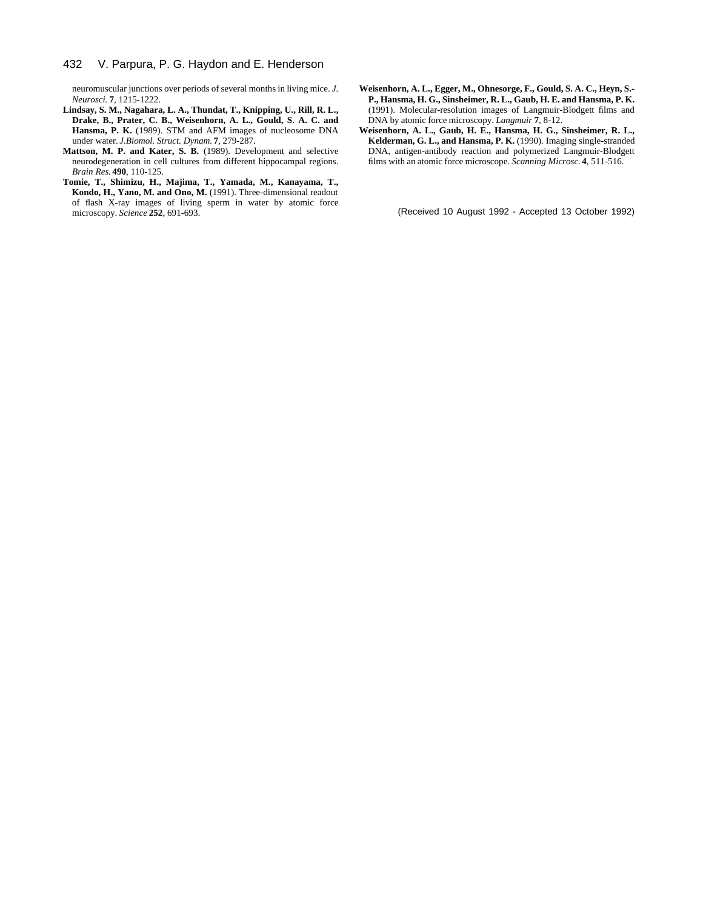neuromuscular junctions over periods of several months in living mice. *J. Neurosci.* **7**, 1215-1222.

**Lindsay, S. M., Nagahara, L. A., Thundat, T., Knipping, U., Rill, R. L., Drake, B., Prater, C. B., Weisenhorn, A. L., Gould, S. A. C. and Hansma, P. K.** (1989). STM and AFM images of nucleosome DNA under water. *J.Biomol. Struct. Dynam.* **7**, 279-287.

**Mattson, M. P. and Kater, S. B.** (1989). Development and selective neurodegeneration in cell cultures from different hippocampal regions. *Brain Res.* **490**, 110-125.

**Tomie, T., Shimizu, H., Majima, T., Yamada, M., Kanayama, T., Kondo, H., Yano, M. and Ono, M.** (1991). Three-dimensional readout of flash X-ray images of living sperm in water by atomic force microscopy. *Science* **252**, 691-693.

**Weisenhorn, A. L., Egger, M., Ohnesorge, F., Gould, S. A. C., Heyn, S.-P., Hansma, H. G., Sinsheimer, R. L., Gaub, H. E. and Hansma, P. K.** (1991). Molecular-resolution images of Langmuir-Blodgett films and DNA by atomic force microscopy. *Langmuir* **7**, 8-12.

**Weisenhorn, A. L., Gaub, H. E., Hansma, H. G., Sinsheimer, R. L., Kelderman, G. L., and Hansma, P. K.** (1990). Imaging single-stranded DNA, antigen-antibody reaction and polymerized Langmuir-Blodgett films with an atomic force microscope. *Scanning Microsc.* **4**, 511-516.

(Received 10 August 1992 - Accepted 13 October 1992)